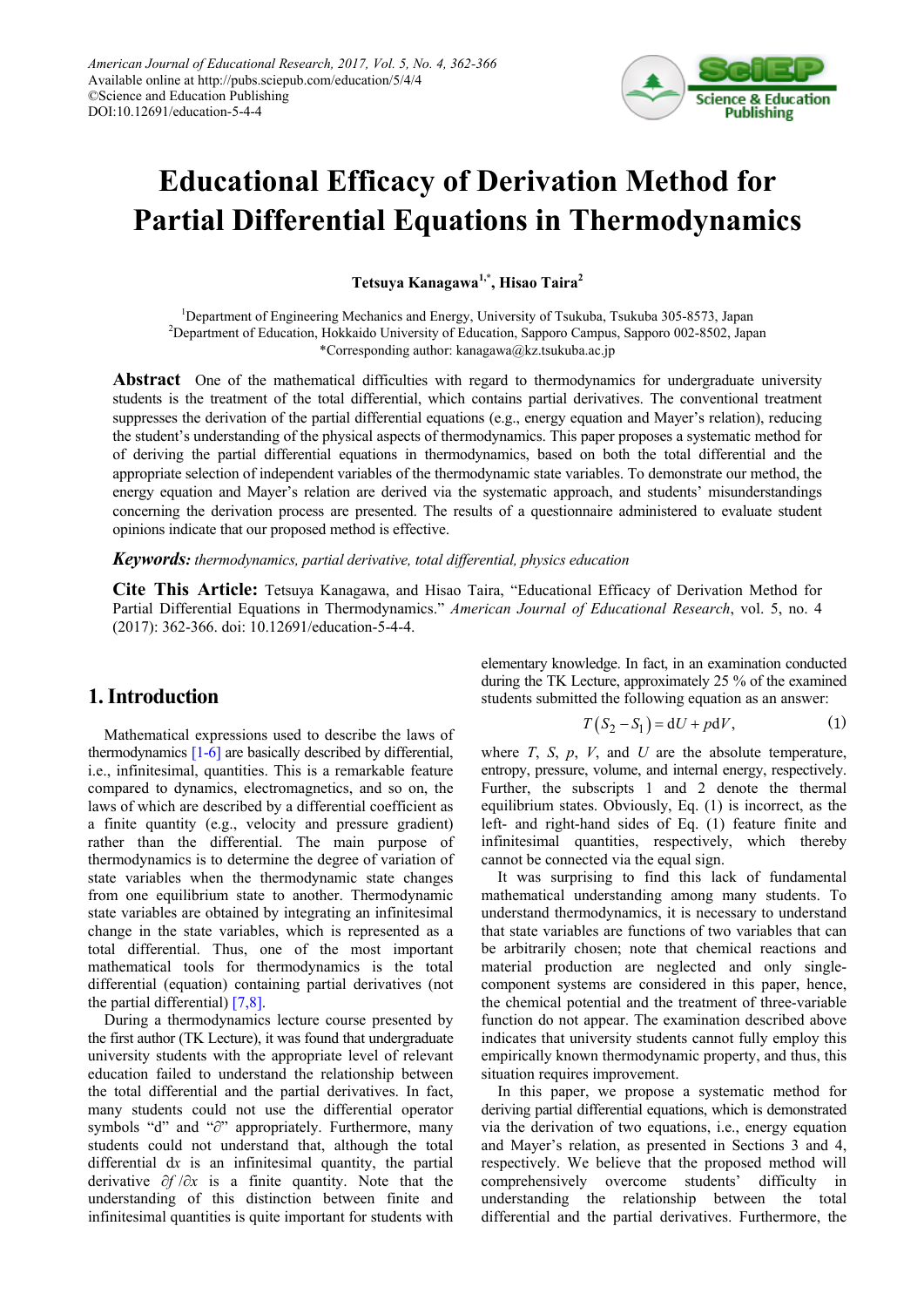# Educational Efficacy of Derivation Method for Partial Differential Equations in Thermodynamics

**Tetsuya Kanagawa[1,*], Hisao Taira[2]**

[1]Department of Engineering Mechanics and Energy, University of Tsukuba, Tsukuba 305-8573, Japan
[2]Department of Education, Hokkaido University of Education, Sapporo Campus, Sapporo 002-8502, Japan
*Corresponding author: kanagawa@kz.tsukuba.ac.jp

**Abstract** One of the mathematical difficulties with regard to thermodynamics for undergraduate university students is the treatment of the total differential, which contains partial derivatives. The conventional treatment suppresses the derivation of the partial differential equations (e.g., energy equation and Mayer's relation), reducing the student's understanding of the physical aspects of thermodynamics. This paper proposes a systematic method for of deriving the partial differential equations in thermodynamics, based on both the total differential and the appropriate selection of independent variables of the thermodynamic state variables. To demonstrate our method, the energy equation and Mayer's relation are derived via the systematic approach, and students' misunderstandings concerning the derivation process are presented. The results of a questionnaire administered to evaluate student opinions indicate that our proposed method is effective.

***Keywords:*** *thermodynamics, partial derivative, total differential, physics education*

**Cite This Article:** Tetsuya Kanagawa, and Hisao Taira, "Educational Efficacy of Derivation Method for Partial Differential Equations in Thermodynamics." *American Journal of Educational Research*, vol. 5, no. 4 (2017): 362-366. doi: 10.12691/education-5-4-4.

## 1. Introduction

Mathematical expressions used to describe the laws of thermodynamics [1-6] are basically described by differential, i.e., infinitesimal, quantities. This is a remarkable feature compared to dynamics, electromagnetics, and so on, the laws of which are described by a differential coefficient as a finite quantity (e.g., velocity and pressure gradient) rather than the differential. The main purpose of thermodynamics is to determine the degree of variation of state variables when the thermodynamic state changes from one equilibrium state to another. Thermodynamic state variables are obtained by integrating an infinitesimal change in the state variables, which is represented as a total differential. Thus, one of the most important mathematical tools for thermodynamics is the total differential (equation) containing partial derivatives (not the partial differential) [7,8].

During a thermodynamics lecture course presented by the first author (TK Lecture), it was found that undergraduate university students with the appropriate level of relevant education failed to understand the relationship between the total differential and the partial derivatives. In fact, many students could not use the differential operator symbols "d" and "∂" appropriately. Furthermore, many students could not understand that, although the total differential $\mathrm{d}x$ is an infinitesimal quantity, the partial derivative $\partial f/\partial x$ is a finite quantity. Note that the understanding of this distinction between finite and infinitesimal quantities is quite important for students with elementary knowledge. In fact, in an examination conducted during the TK Lecture, approximately 25 % of the examined students submitted the following equation as an answer:

$$T\left(S_2 - S_1\right) = \mathrm{d}U + p\mathrm{d}V, \tag{1}$$

where $T$, $S$, $p$, $V$, and $U$ are the absolute temperature, entropy, pressure, volume, and internal energy, respectively. Further, the subscripts 1 and 2 denote the thermal equilibrium states. Obviously, Eq. (1) is incorrect, as the left- and right-hand sides of Eq. (1) feature finite and infinitesimal quantities, respectively, which thereby cannot be connected via the equal sign.

It was surprising to find this lack of fundamental mathematical understanding among many students. To understand thermodynamics, it is necessary to understand that state variables are functions of two variables that can be arbitrarily chosen; note that chemical reactions and material production are neglected and only single-component systems are considered in this paper, hence, the chemical potential and the treatment of three-variable function do not appear. The examination described above indicates that university students cannot fully employ this empirically known thermodynamic property, and thus, this situation requires improvement.

In this paper, we propose a systematic method for deriving partial differential equations, which is demonstrated via the derivation of two equations, i.e., energy equation and Mayer's relation, as presented in Sections 3 and 4, respectively. We believe that the proposed method will comprehensively overcome students' difficulty in understanding the relationship between the total differential and the partial derivatives. Furthermore, the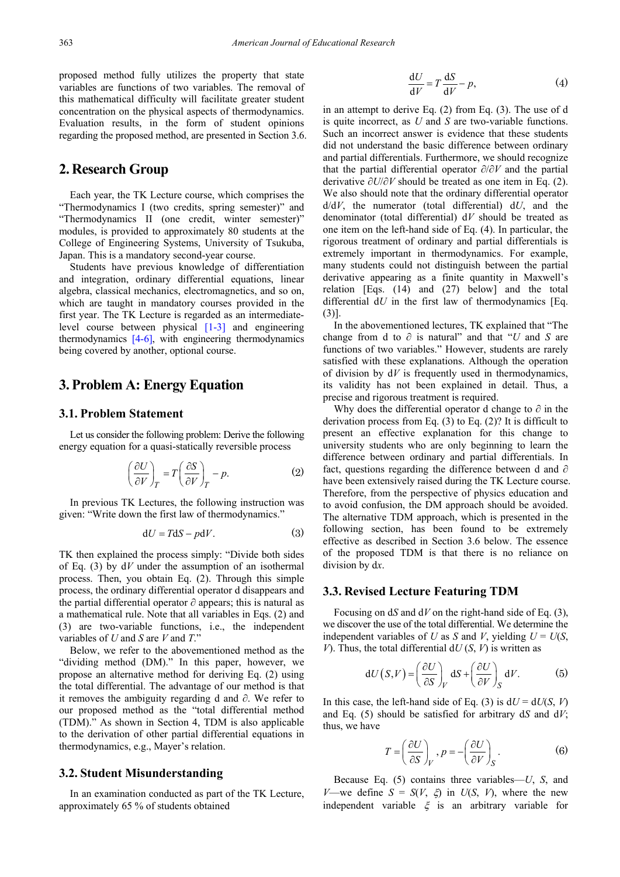proposed method fully utilizes the property that state variables are functions of two variables. The removal of this mathematical difficulty will facilitate greater student concentration on the physical aspects of thermodynamics. Evaluation results, in the form of student opinions regarding the proposed method, are presented in Section 3.6.

## 2. Research Group

Each year, the TK Lecture course, which comprises the "Thermodynamics I (two credits, spring semester)" and "Thermodynamics II (one credit, winter semester)" modules, is provided to approximately 80 students at the College of Engineering Systems, University of Tsukuba, Japan. This is a mandatory second-year course.

Students have previous knowledge of differentiation and integration, ordinary differential equations, linear algebra, classical mechanics, electromagnetics, and so on, which are taught in mandatory courses provided in the first year. The TK Lecture is regarded as an intermediate-level course between physical [1-3] and engineering thermodynamics [4-6], with engineering thermodynamics being covered by another, optional course.

## 3. Problem A: Energy Equation

### 3.1. Problem Statement

Let us consider the following problem: Derive the following energy equation for a quasi-statically reversible process

$$\left(\frac{\partial U}{\partial V}\right)_T = T\left(\frac{\partial S}{\partial V}\right)_T - p. \tag{2}$$

In previous TK Lectures, the following instruction was given: "Write down the first law of thermodynamics."

$$\mathrm{d}U = T\mathrm{d}S - p\mathrm{d}V. \tag{3}$$

TK then explained the process simply: "Divide both sides of Eq. (3) by $\mathrm{d}V$ under the assumption of an isothermal process. Then, you obtain Eq. (2). Through this simple process, the ordinary differential operator d disappears and the partial differential operator $\partial$ appears; this is natural as a mathematical rule. Note that all variables in Eqs. (2) and (3) are two-variable functions, i.e., the independent variables of $U$ and $S$ are $V$ and $T$."

Below, we refer to the abovementioned method as the "dividing method (DM)." In this paper, however, we propose an alternative method for deriving Eq. (2) using the total differential. The advantage of our method is that it removes the ambiguity regarding d and $\partial$. We refer to our proposed method as the "total differential method (TDM)." As shown in Section 4, TDM is also applicable to the derivation of other partial differential equations in thermodynamics, e.g., Mayer's relation.

### 3.2. Student Misunderstanding

In an examination conducted as part of the TK Lecture, approximately 65 % of students obtained

$$\frac{\mathrm{d}U}{\mathrm{d}V} = T\frac{\mathrm{d}S}{\mathrm{d}V} - p, \tag{4}$$

in an attempt to derive Eq. (2) from Eq. (3). The use of d is quite incorrect, as $U$ and $S$ are two-variable functions. Such an incorrect answer is evidence that these students did not understand the basic difference between ordinary and partial differentials. Furthermore, we should recognize that the partial differential operator $\partial/\partial V$ and the partial derivative $\partial U/\partial V$ should be treated as one item in Eq. (2). We also should note that the ordinary differential operator $\mathrm{d}/\mathrm{d}V$, the numerator (total differential) $\mathrm{d}U$, and the denominator (total differential) $\mathrm{d}V$ should be treated as one item on the left-hand side of Eq. (4). In particular, the rigorous treatment of ordinary and partial differentials is extremely important in thermodynamics. For example, many students could not distinguish between the partial derivative appearing as a finite quantity in Maxwell's relation [Eqs. (14) and (27) below] and the total differential $\mathrm{d}U$ in the first law of thermodynamics [Eq. (3)].

In the abovementioned lectures, TK explained that "The change from d to $\partial$ is natural" and that "$U$ and $S$ are functions of two variables." However, students are rarely satisfied with these explanations. Although the operation of division by $\mathrm{d}V$ is frequently used in thermodynamics, its validity has not been explained in detail. Thus, a precise and rigorous treatment is required.

Why does the differential operator d change to $\partial$ in the derivation process from Eq. (3) to Eq. (2)? It is difficult to present an effective explanation for this change to university students who are only beginning to learn the difference between ordinary and partial differentials. In fact, questions regarding the difference between d and $\partial$ have been extensively raised during the TK Lecture course. Therefore, from the perspective of physics education and to avoid confusion, the DM approach should be avoided. The alternative TDM approach, which is presented in the following section, has been found to be extremely effective as described in Section 3.6 below. The essence of the proposed TDM is that there is no reliance on division by $\mathrm{d}x$.

### 3.3. Revised Lecture Featuring TDM

Focusing on $\mathrm{d}S$ and $\mathrm{d}V$ on the right-hand side of Eq. (3), we discover the use of the total differential. We determine the independent variables of $U$ as $S$ and $V$, yielding $U = U(S, V)$. Thus, the total differential $\mathrm{d}U(S, V)$ is written as

$$\mathrm{d}U(S,V) = \left(\frac{\partial U}{\partial S}\right)_V \mathrm{d}S + \left(\frac{\partial U}{\partial V}\right)_S \mathrm{d}V. \tag{5}$$

In this case, the left-hand side of Eq. (3) is $\mathrm{d}U = \mathrm{d}U(S, V)$ and Eq. (5) should be satisfied for arbitrary $\mathrm{d}S$ and $\mathrm{d}V$; thus, we have

$$T = \left(\frac{\partial U}{\partial S}\right)_V, \; p = -\left(\frac{\partial U}{\partial V}\right)_S. \tag{6}$$

Because Eq. (5) contains three variables—$U$, $S$, and $V$—we define $S = S(V, \xi)$ in $U(S, V)$, where the new independent variable $\xi$ is an arbitrary variable for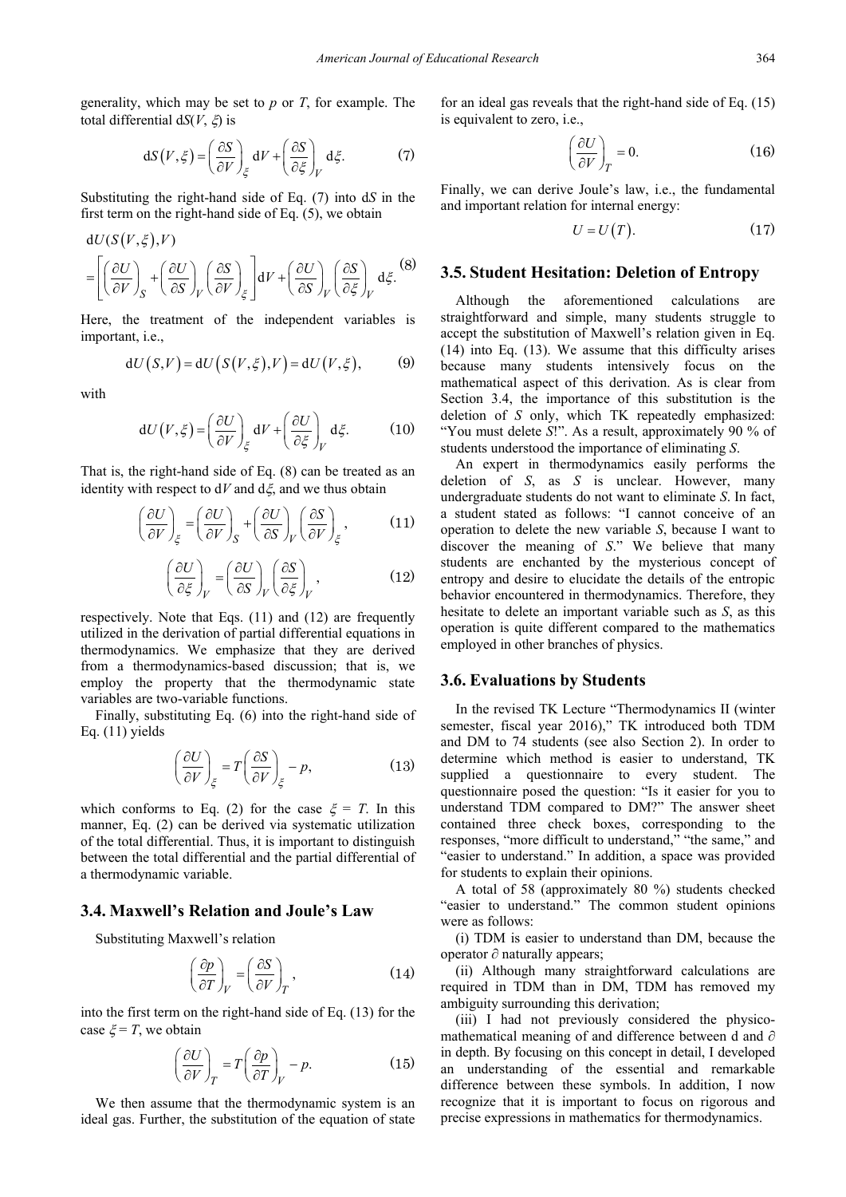generality, which may be set to $p$ or $T$, for example. The total differential $\mathrm{d}S(V, \xi)$ is

$$\mathrm{d}S(V,\xi) = \left(\frac{\partial S}{\partial V}\right)_{\xi} \mathrm{d}V + \left(\frac{\partial S}{\partial \xi}\right)_{V} \mathrm{d}\xi. \tag{7}$$

Substituting the right-hand side of Eq. (7) into $\mathrm{d}S$ in the first term on the right-hand side of Eq. (5), we obtain

$$\begin{aligned} &\mathrm{d}U(S(V,\xi),V) \\ &= \left[\left(\frac{\partial U}{\partial V}\right)_{S} + \left(\frac{\partial U}{\partial S}\right)_{V}\left(\frac{\partial S}{\partial V}\right)_{\xi}\right]\mathrm{d}V + \left(\frac{\partial U}{\partial S}\right)_{V}\left(\frac{\partial S}{\partial \xi}\right)_{V}\mathrm{d}\xi. \end{aligned} \tag{8}$$

Here, the treatment of the independent variables is important, i.e.,

$$\mathrm{d}U(S,V) = \mathrm{d}U(S(V,\xi),V) = \mathrm{d}U(V,\xi), \tag{9}$$

with

$$\mathrm{d}U(V,\xi) = \left(\frac{\partial U}{\partial V}\right)_{\xi}\mathrm{d}V + \left(\frac{\partial U}{\partial \xi}\right)_{V}\mathrm{d}\xi. \tag{10}$$

That is, the right-hand side of Eq. (8) can be treated as an identity with respect to $\mathrm{d}V$ and $\mathrm{d}\xi$, and we thus obtain

$$\left(\frac{\partial U}{\partial V}\right)_{\xi} = \left(\frac{\partial U}{\partial V}\right)_{S} + \left(\frac{\partial U}{\partial S}\right)_{V}\left(\frac{\partial S}{\partial V}\right)_{\xi}, \tag{11}$$

$$\left(\frac{\partial U}{\partial \xi}\right)_{V} = \left(\frac{\partial U}{\partial S}\right)_{V}\left(\frac{\partial S}{\partial \xi}\right)_{V}, \tag{12}$$

respectively. Note that Eqs. (11) and (12) are frequently utilized in the derivation of partial differential equations in thermodynamics. We emphasize that they are derived from a thermodynamics-based discussion; that is, we employ the property that the thermodynamic state variables are two-variable functions.

Finally, substituting Eq. (6) into the right-hand side of Eq. (11) yields

$$\left(\frac{\partial U}{\partial V}\right)_{\xi} = T\left(\frac{\partial S}{\partial V}\right)_{\xi} - p, \tag{13}$$

which conforms to Eq. (2) for the case $\xi = T$. In this manner, Eq. (2) can be derived via systematic utilization of the total differential. Thus, it is important to distinguish between the total differential and the partial differential of a thermodynamic variable.

### 3.4. Maxwell's Relation and Joule's Law

Substituting Maxwell's relation

$$\left(\frac{\partial p}{\partial T}\right)_{V} = \left(\frac{\partial S}{\partial V}\right)_{T}, \tag{14}$$

into the first term on the right-hand side of Eq. (13) for the case $\xi = T$, we obtain

$$\left(\frac{\partial U}{\partial V}\right)_{T} = T\left(\frac{\partial p}{\partial T}\right)_{V} - p. \tag{15}$$

We then assume that the thermodynamic system is an ideal gas. Further, the substitution of the equation of state for an ideal gas reveals that the right-hand side of Eq. (15) is equivalent to zero, i.e.,

$$\left(\frac{\partial U}{\partial V}\right)_{T} = 0. \tag{16}$$

Finally, we can derive Joule's law, i.e., the fundamental and important relation for internal energy:

$$U = U(T). \tag{17}$$

### 3.5. Student Hesitation: Deletion of Entropy

Although the aforementioned calculations are straightforward and simple, many students struggle to accept the substitution of Maxwell's relation given in Eq. (14) into Eq. (13). We assume that this difficulty arises because many students intensively focus on the mathematical aspect of this derivation. As is clear from Section 3.4, the importance of this substitution is the deletion of $S$ only, which TK repeatedly emphasized: "You must delete $S$!". As a result, approximately 90 % of students understood the importance of eliminating $S$.

An expert in thermodynamics easily performs the deletion of $S$, as $S$ is unclear. However, many undergraduate students do not want to eliminate $S$. In fact, a student stated as follows: "I cannot conceive of an operation to delete the new variable $S$, because I want to discover the meaning of $S$." We believe that many students are enchanted by the mysterious concept of entropy and desire to elucidate the details of the entropic behavior encountered in thermodynamics. Therefore, they hesitate to delete an important variable such as $S$, as this operation is quite different compared to the mathematics employed in other branches of physics.

### 3.6. Evaluations by Students

In the revised TK Lecture "Thermodynamics II (winter semester, fiscal year 2016)," TK introduced both TDM and DM to 74 students (see also Section 2). In order to determine which method is easier to understand, TK supplied a questionnaire to every student. The questionnaire posed the question: "Is it easier for you to understand TDM compared to DM?" The answer sheet contained three check boxes, corresponding to the responses, "more difficult to understand," "the same," and "easier to understand." In addition, a space was provided for students to explain their opinions.

A total of 58 (approximately 80 %) students checked "easier to understand." The common student opinions were as follows:

(i) TDM is easier to understand than DM, because the operator $\partial$ naturally appears;

(ii) Although many straightforward calculations are required in TDM than in DM, TDM has removed my ambiguity surrounding this derivation;

(iii) I had not previously considered the physico-mathematical meaning of and difference between d and $\partial$ in depth. By focusing on this concept in detail, I developed an understanding of the essential and remarkable difference between these symbols. In addition, I now recognize that it is important to focus on rigorous and precise expressions in mathematics for thermodynamics.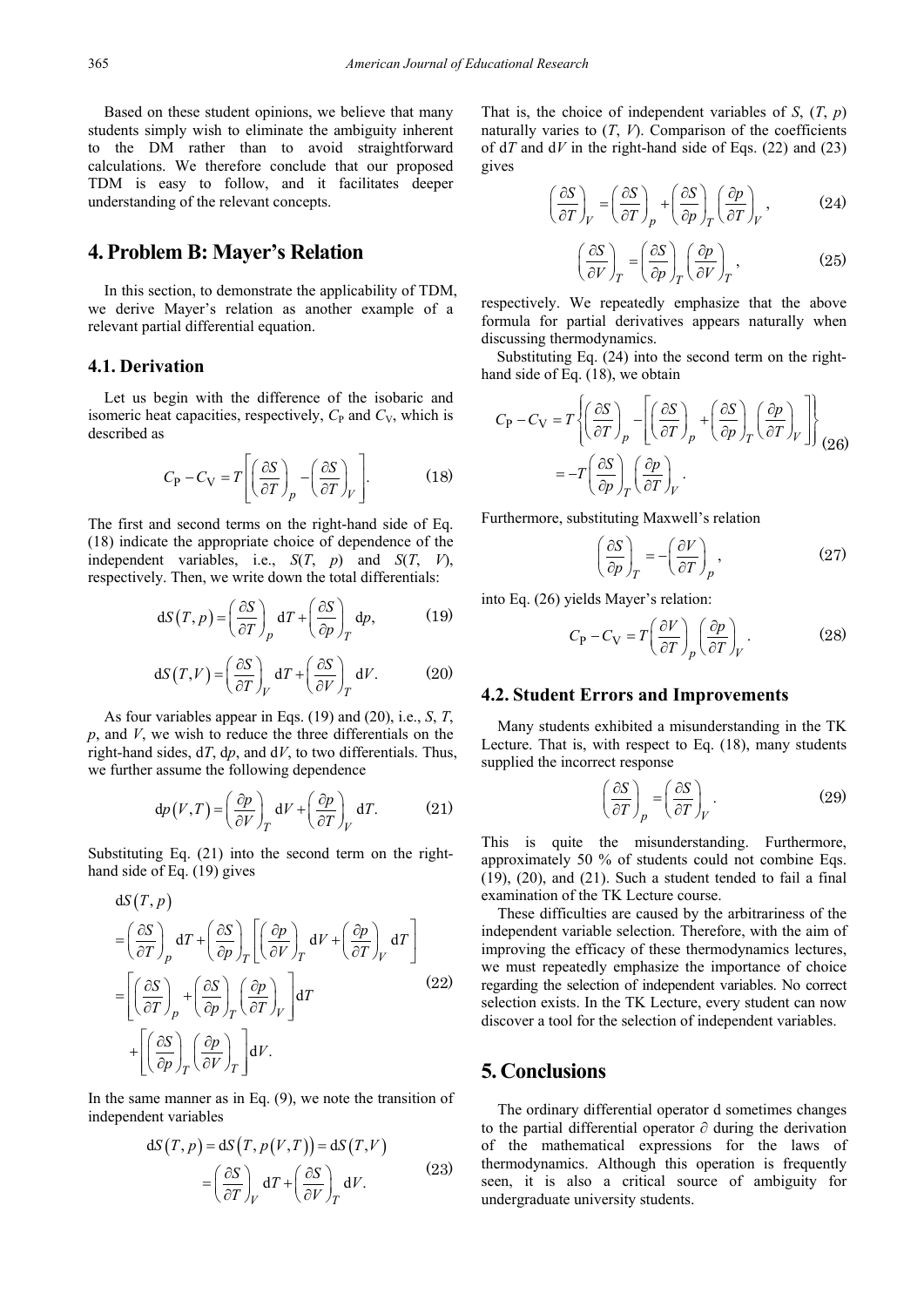Based on these student opinions, we believe that many students simply wish to eliminate the ambiguity inherent to the DM rather than to avoid straightforward calculations. We therefore conclude that our proposed TDM is easy to follow, and it facilitates deeper understanding of the relevant concepts.

## 4. Problem B: Mayer's Relation

In this section, to demonstrate the applicability of TDM, we derive Mayer's relation as another example of a relevant partial differential equation.

### 4.1. Derivation

Let us begin with the difference of the isobaric and isomeric heat capacities, respectively, $C_P$ and $C_V$, which is described as

$$C_P - C_V = T\left[\left(\frac{\partial S}{\partial T}\right)_p - \left(\frac{\partial S}{\partial T}\right)_V\right]. \tag{18}$$

The first and second terms on the right-hand side of Eq. (18) indicate the appropriate choice of dependence of the independent variables, i.e., $S(T, p)$ and $S(T, V)$, respectively. Then, we write down the total differentials:

$$\mathrm{d}S(T, p) = \left(\frac{\partial S}{\partial T}\right)_p \mathrm{d}T + \left(\frac{\partial S}{\partial p}\right)_T \mathrm{d}p, \tag{19}$$

$$\mathrm{d}S(T, V) = \left(\frac{\partial S}{\partial T}\right)_V \mathrm{d}T + \left(\frac{\partial S}{\partial V}\right)_T \mathrm{d}V. \tag{20}$$

As four variables appear in Eqs. (19) and (20), i.e., $S$, $T$, $p$, and $V$, we wish to reduce the three differentials on the right-hand sides, $\mathrm{d}T$, $\mathrm{d}p$, and $\mathrm{d}V$, to two differentials. Thus, we further assume the following dependence

$$\mathrm{d}p(V, T) = \left(\frac{\partial p}{\partial V}\right)_T \mathrm{d}V + \left(\frac{\partial p}{\partial T}\right)_V \mathrm{d}T. \tag{21}$$

Substituting Eq. (21) into the second term on the right-hand side of Eq. (19) gives

$$\begin{aligned}
&\mathrm{d}S(T, p) \\
&= \left(\frac{\partial S}{\partial T}\right)_p \mathrm{d}T + \left(\frac{\partial S}{\partial p}\right)_T \left[\left(\frac{\partial p}{\partial V}\right)_T \mathrm{d}V + \left(\frac{\partial p}{\partial T}\right)_V \mathrm{d}T\right] \\
&= \left[\left(\frac{\partial S}{\partial T}\right)_p + \left(\frac{\partial S}{\partial p}\right)_T \left(\frac{\partial p}{\partial T}\right)_V\right] \mathrm{d}T \\
&\quad + \left[\left(\frac{\partial S}{\partial p}\right)_T \left(\frac{\partial p}{\partial V}\right)_T\right] \mathrm{d}V.
\end{aligned} \tag{22}$$

In the same manner as in Eq. (9), we note the transition of independent variables

$$\begin{aligned}
\mathrm{d}S(T, p) &= \mathrm{d}S(T, p(V, T)) = \mathrm{d}S(T, V) \\
&= \left(\frac{\partial S}{\partial T}\right)_V \mathrm{d}T + \left(\frac{\partial S}{\partial V}\right)_T \mathrm{d}V.
\end{aligned} \tag{23}$$

That is, the choice of independent variables of $S$, $(T, p)$ naturally varies to $(T, V)$. Comparison of the coefficients of $\mathrm{d}T$ and $\mathrm{d}V$ in the right-hand side of Eqs. (22) and (23) gives

$$\left(\frac{\partial S}{\partial T}\right)_V = \left(\frac{\partial S}{\partial T}\right)_p + \left(\frac{\partial S}{\partial p}\right)_T \left(\frac{\partial p}{\partial T}\right)_V, \tag{24}$$

$$\left(\frac{\partial S}{\partial V}\right)_T = \left(\frac{\partial S}{\partial p}\right)_T \left(\frac{\partial p}{\partial V}\right)_T, \tag{25}$$

respectively. We repeatedly emphasize that the above formula for partial derivatives appears naturally when discussing thermodynamics.

Substituting Eq. (24) into the second term on the right-hand side of Eq. (18), we obtain

$$\begin{aligned}
C_P - C_V &= T\left\{\left(\frac{\partial S}{\partial T}\right)_p - \left[\left(\frac{\partial S}{\partial T}\right)_p + \left(\frac{\partial S}{\partial p}\right)_T \left(\frac{\partial p}{\partial T}\right)_V\right]\right\} \\
&= -T\left(\frac{\partial S}{\partial p}\right)_T \left(\frac{\partial p}{\partial T}\right)_V.
\end{aligned} \tag{26}$$

Furthermore, substituting Maxwell's relation

$$\left(\frac{\partial S}{\partial p}\right)_T = -\left(\frac{\partial V}{\partial T}\right)_p, \tag{27}$$

into Eq. (26) yields Mayer's relation:

$$C_P - C_V = T\left(\frac{\partial V}{\partial T}\right)_p \left(\frac{\partial p}{\partial T}\right)_V. \tag{28}$$

### 4.2. Student Errors and Improvements

Many students exhibited a misunderstanding in the TK Lecture. That is, with respect to Eq. (18), many students supplied the incorrect response

$$\left(\frac{\partial S}{\partial T}\right)_p = \left(\frac{\partial S}{\partial T}\right)_V. \tag{29}$$

This is quite the misunderstanding. Furthermore, approximately 50 % of students could not combine Eqs. (19), (20), and (21). Such a student tended to fail a final examination of the TK Lecture course.

These difficulties are caused by the arbitrariness of the independent variable selection. Therefore, with the aim of improving the efficacy of these thermodynamics lectures, we must repeatedly emphasize the importance of choice regarding the selection of independent variables. No correct selection exists. In the TK Lecture, every student can now discover a tool for the selection of independent variables.

## 5. Conclusions

The ordinary differential operator d sometimes changes to the partial differential operator $\partial$ during the derivation of the mathematical expressions for the laws of thermodynamics. Although this operation is frequently seen, it is also a critical source of ambiguity for undergraduate university students.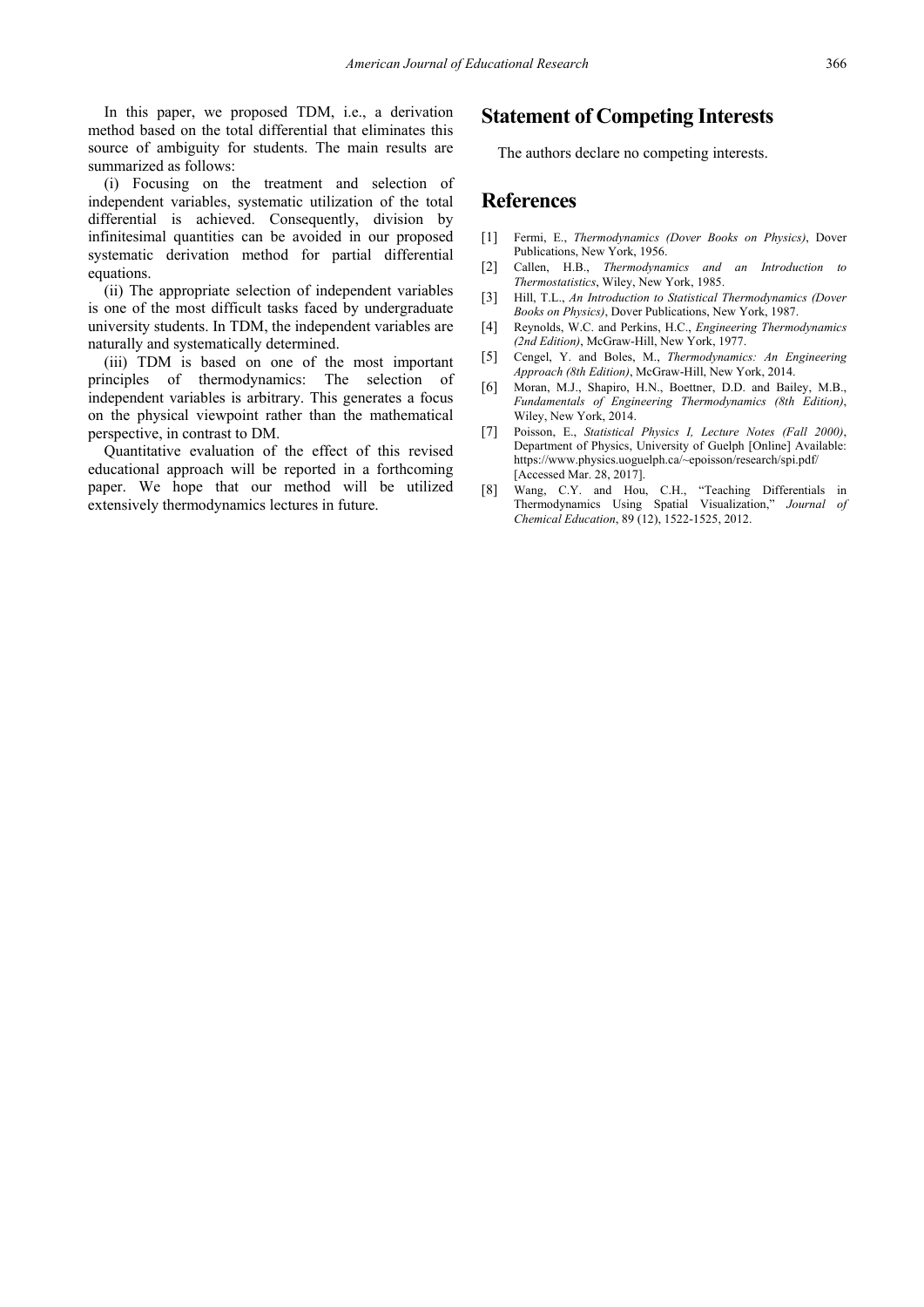In this paper, we proposed TDM, i.e., a derivation method based on the total differential that eliminates this source of ambiguity for students. The main results are summarized as follows:

(i) Focusing on the treatment and selection of independent variables, systematic utilization of the total differential is achieved. Consequently, division by infinitesimal quantities can be avoided in our proposed systematic derivation method for partial differential equations.

(ii) The appropriate selection of independent variables is one of the most difficult tasks faced by undergraduate university students. In TDM, the independent variables are naturally and systematically determined.

(iii) TDM is based on one of the most important principles of thermodynamics: The selection of independent variables is arbitrary. This generates a focus on the physical viewpoint rather than the mathematical perspective, in contrast to DM.

Quantitative evaluation of the effect of this revised educational approach will be reported in a forthcoming paper. We hope that our method will be utilized extensively thermodynamics lectures in future.

## Statement of Competing Interests

The authors declare no competing interests.

## References

[1] Fermi, E., *Thermodynamics (Dover Books on Physics)*, Dover Publications, New York, 1956.

[2] Callen, H.B., *Thermodynamics and an Introduction to Thermostatistics*, Wiley, New York, 1985.

[3] Hill, T.L., *An Introduction to Statistical Thermodynamics (Dover Books on Physics)*, Dover Publications, New York, 1987.

[4] Reynolds, W.C. and Perkins, H.C., *Engineering Thermodynamics (2nd Edition)*, McGraw-Hill, New York, 1977.

[5] Cengel, Y. and Boles, M., *Thermodynamics: An Engineering Approach (8th Edition)*, McGraw-Hill, New York, 2014.

[6] Moran, M.J., Shapiro, H.N., Boettner, D.D. and Bailey, M.B., *Fundamentals of Engineering Thermodynamics (8th Edition)*, Wiley, New York, 2014.

[7] Poisson, E., *Statistical Physics I, Lecture Notes (Fall 2000)*, Department of Physics, University of Guelph [Online] Available: https://www.physics.uoguelph.ca/~epoisson/research/spi.pdf/ [Accessed Mar. 28, 2017].

[8] Wang, C.Y. and Hou, C.H., "Teaching Differentials in Thermodynamics Using Spatial Visualization," *Journal of Chemical Education*, 89 (12), 1522-1525, 2012.